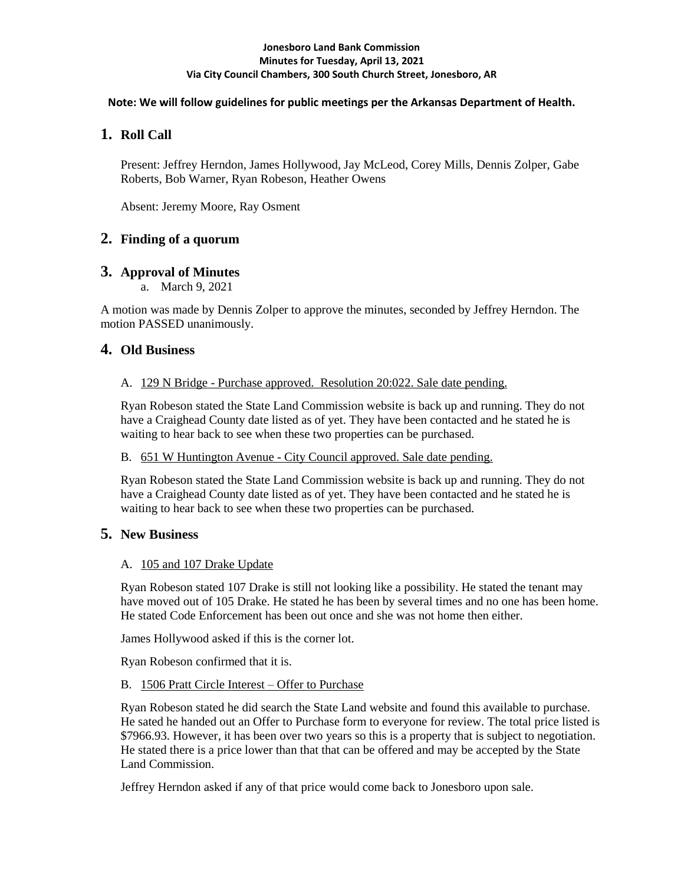**Jonesboro Land Bank Commission**
**Minutes for Tuesday, April 13, 2021**
**Via City Council Chambers, 300 South Church Street, Jonesboro, AR**

**Note: We will follow guidelines for public meetings per the Arkansas Department of Health.**

## 1. Roll Call

Present: Jeffrey Herndon, James Hollywood, Jay McLeod, Corey Mills, Dennis Zolper, Gabe Roberts, Bob Warner, Ryan Robeson, Heather Owens

Absent: Jeremy Moore, Ray Osment

## 2. Finding of a quorum

## 3. Approval of Minutes

a. March 9, 2021

A motion was made by Dennis Zolper to approve the minutes, seconded by Jeffrey Herndon. The motion PASSED unanimously.

## 4. Old Business

A. <u>129 N Bridge - Purchase approved. Resolution 20:022. Sale date pending.</u>

Ryan Robeson stated the State Land Commission website is back up and running. They do not have a Craighead County date listed as of yet. They have been contacted and he stated he is waiting to hear back to see when these two properties can be purchased.

B. <u>651 W Huntington Avenue - City Council approved. Sale date pending.</u>

Ryan Robeson stated the State Land Commission website is back up and running. They do not have a Craighead County date listed as of yet. They have been contacted and he stated he is waiting to hear back to see when these two properties can be purchased.

## 5. New Business

A. <u>105 and 107 Drake Update</u>

Ryan Robeson stated 107 Drake is still not looking like a possibility. He stated the tenant may have moved out of 105 Drake. He stated he has been by several times and no one has been home. He stated Code Enforcement has been out once and she was not home then either.

James Hollywood asked if this is the corner lot.

Ryan Robeson confirmed that it is.

B. <u>1506 Pratt Circle Interest – Offer to Purchase</u>

Ryan Robeson stated he did search the State Land website and found this available to purchase. He sated he handed out an Offer to Purchase form to everyone for review. The total price listed is $7966.93. However, it has been over two years so this is a property that is subject to negotiation. He stated there is a price lower than that that can be offered and may be accepted by the State Land Commission.

Jeffrey Herndon asked if any of that price would come back to Jonesboro upon sale.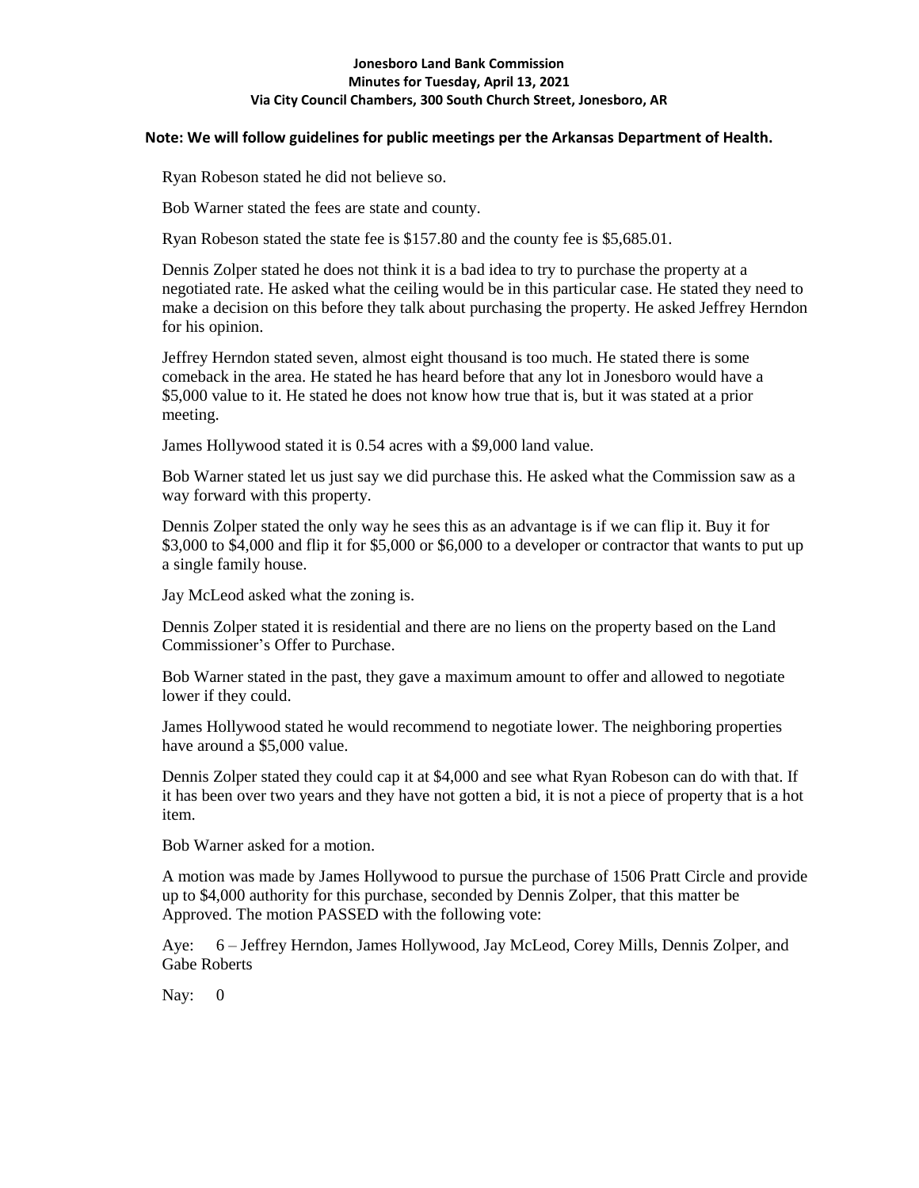Ryan Robeson stated he did not believe so.

Bob Warner stated the fees are state and county.

Ryan Robeson stated the state fee is $157.80 and the county fee is $5,685.01.

Dennis Zolper stated he does not think it is a bad idea to try to purchase the property at a negotiated rate. He asked what the ceiling would be in this particular case. He stated they need to make a decision on this before they talk about purchasing the property. He asked Jeffrey Herndon for his opinion.

Jeffrey Herndon stated seven, almost eight thousand is too much. He stated there is some comeback in the area. He stated he has heard before that any lot in Jonesboro would have a $5,000 value to it. He stated he does not know how true that is, but it was stated at a prior meeting.

James Hollywood stated it is 0.54 acres with a $9,000 land value.

Bob Warner stated let us just say we did purchase this. He asked what the Commission saw as a way forward with this property.

Dennis Zolper stated the only way he sees this as an advantage is if we can flip it. Buy it for $3,000 to $4,000 and flip it for $5,000 or $6,000 to a developer or contractor that wants to put up a single family house.

Jay McLeod asked what the zoning is.

Dennis Zolper stated it is residential and there are no liens on the property based on the Land Commissioner's Offer to Purchase.

Bob Warner stated in the past, they gave a maximum amount to offer and allowed to negotiate lower if they could.

James Hollywood stated he would recommend to negotiate lower. The neighboring properties have around a $5,000 value.

Dennis Zolper stated they could cap it at $4,000 and see what Ryan Robeson can do with that. If it has been over two years and they have not gotten a bid, it is not a piece of property that is a hot item.

Bob Warner asked for a motion.

A motion was made by James Hollywood to pursue the purchase of 1506 Pratt Circle and provide up to $4,000 authority for this purchase, seconded by Dennis Zolper, that this matter be Approved. The motion PASSED with the following vote:

Aye: 6 – Jeffrey Herndon, James Hollywood, Jay McLeod, Corey Mills, Dennis Zolper, and Gabe Roberts

Nay: 0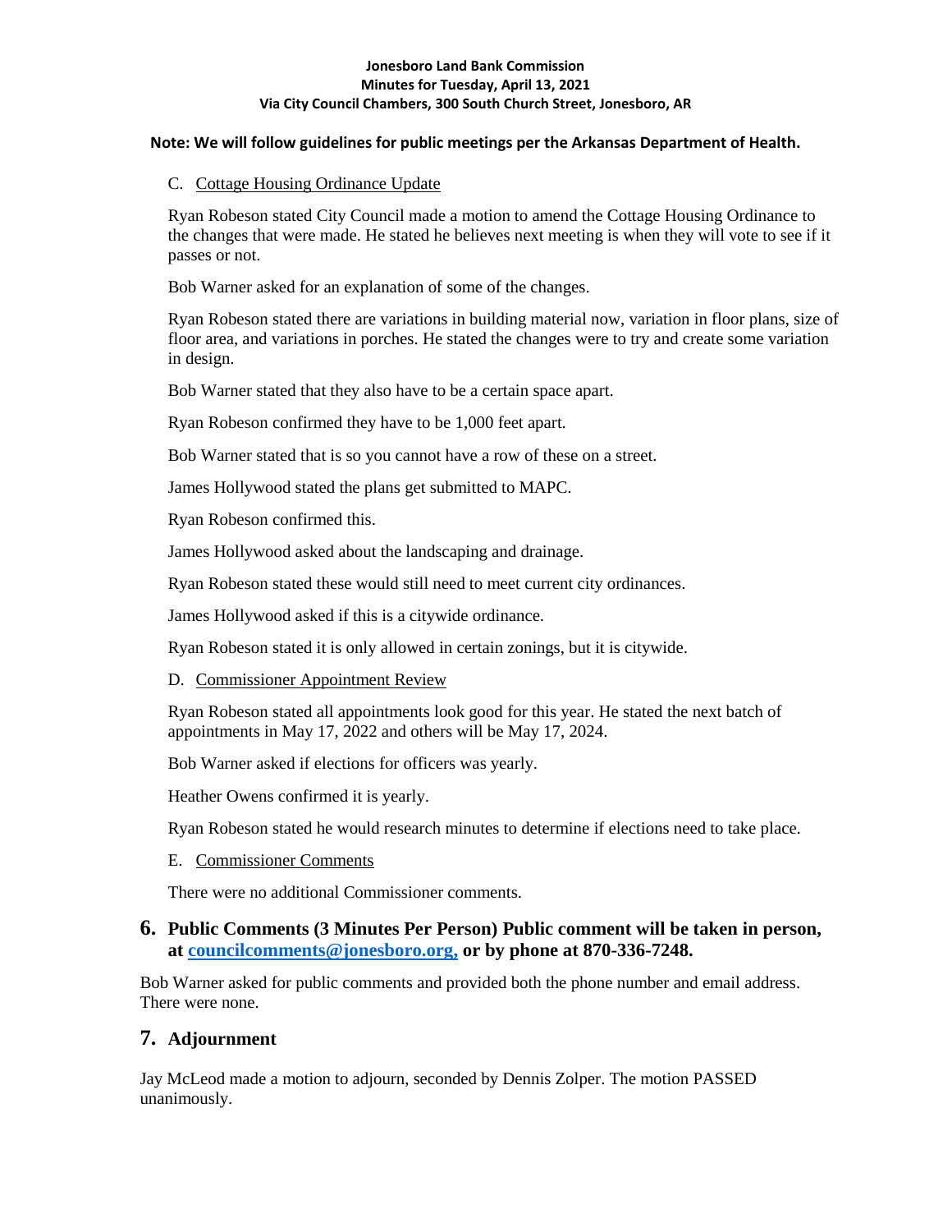**Jonesboro Land Bank Commission**
**Minutes for Tuesday, April 13, 2021**
**Via City Council Chambers, 300 South Church Street, Jonesboro, AR**

**Note: We will follow guidelines for public meetings per the Arkansas Department of Health.**

C. Cottage Housing Ordinance Update

Ryan Robeson stated City Council made a motion to amend the Cottage Housing Ordinance to the changes that were made. He stated he believes next meeting is when they will vote to see if it passes or not.

Bob Warner asked for an explanation of some of the changes.

Ryan Robeson stated there are variations in building material now, variation in floor plans, size of floor area, and variations in porches. He stated the changes were to try and create some variation in design.

Bob Warner stated that they also have to be a certain space apart.

Ryan Robeson confirmed they have to be 1,000 feet apart.

Bob Warner stated that is so you cannot have a row of these on a street.

James Hollywood stated the plans get submitted to MAPC.

Ryan Robeson confirmed this.

James Hollywood asked about the landscaping and drainage.

Ryan Robeson stated these would still need to meet current city ordinances.

James Hollywood asked if this is a citywide ordinance.

Ryan Robeson stated it is only allowed in certain zonings, but it is citywide.

D. Commissioner Appointment Review

Ryan Robeson stated all appointments look good for this year. He stated the next batch of appointments in May 17, 2022 and others will be May 17, 2024.

Bob Warner asked if elections for officers was yearly.

Heather Owens confirmed it is yearly.

Ryan Robeson stated he would research minutes to determine if elections need to take place.

E. Commissioner Comments

There were no additional Commissioner comments.

## 6. Public Comments (3 Minutes Per Person) Public comment will be taken in person, at councilcomments@jonesboro.org, or by phone at 870-336-7248.

Bob Warner asked for public comments and provided both the phone number and email address. There were none.

## 7. Adjournment

Jay McLeod made a motion to adjourn, seconded by Dennis Zolper. The motion PASSED unanimously.